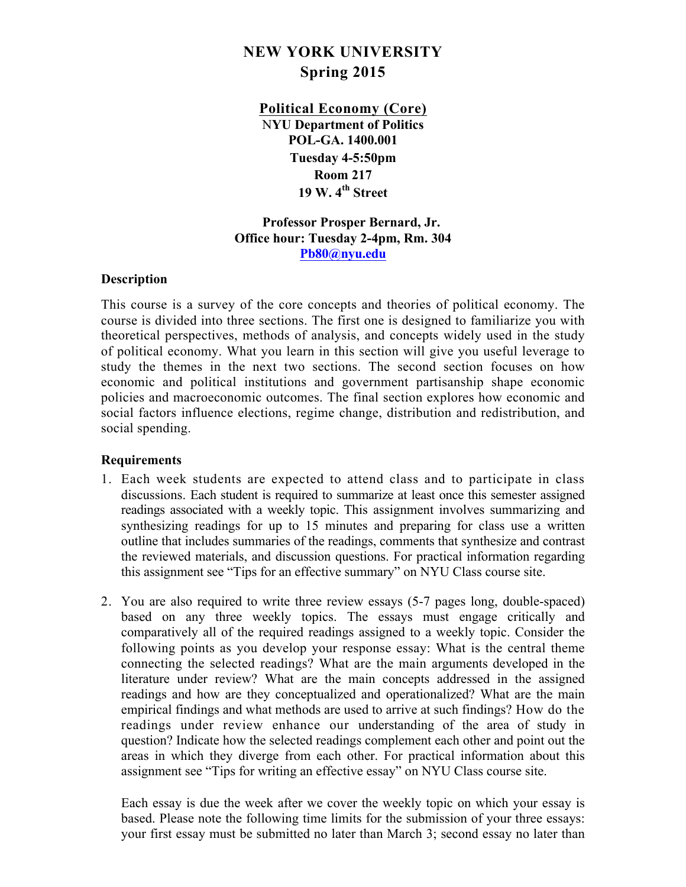# NEW YORK UNIVERSITY
## Spring 2015

**Political Economy (Core)**
**NYU Department of Politics**
**POL-GA. 1400.001**
**Tuesday 4-5:50pm**
**Room 217**
**19 W. 4th Street**

**Professor Prosper Bernard, Jr.**
**Office hour: Tuesday 2-4pm, Rm. 304**
**Pb80@nyu.edu**

### Description

This course is a survey of the core concepts and theories of political economy. The course is divided into three sections. The first one is designed to familiarize you with theoretical perspectives, methods of analysis, and concepts widely used in the study of political economy. What you learn in this section will give you useful leverage to study the themes in the next two sections. The second section focuses on how economic and political institutions and government partisanship shape economic policies and macroeconomic outcomes. The final section explores how economic and social factors influence elections, regime change, distribution and redistribution, and social spending.

### Requirements

1. Each week students are expected to attend class and to participate in class discussions. Each student is required to summarize at least once this semester assigned readings associated with a weekly topic. This assignment involves summarizing and synthesizing readings for up to 15 minutes and preparing for class use a written outline that includes summaries of the readings, comments that synthesize and contrast the reviewed materials, and discussion questions. For practical information regarding this assignment see "Tips for an effective summary" on NYU Class course site.

2. You are also required to write three review essays (5-7 pages long, double-spaced) based on any three weekly topics. The essays must engage critically and comparatively all of the required readings assigned to a weekly topic. Consider the following points as you develop your response essay: What is the central theme connecting the selected readings? What are the main arguments developed in the literature under review? What are the main concepts addressed in the assigned readings and how are they conceptualized and operationalized? What are the main empirical findings and what methods are used to arrive at such findings? How do the readings under review enhance our understanding of the area of study in question? Indicate how the selected readings complement each other and point out the areas in which they diverge from each other. For practical information about this assignment see "Tips for writing an effective essay" on NYU Class course site.

   Each essay is due the week after we cover the weekly topic on which your essay is based. Please note the following time limits for the submission of your three essays: your first essay must be submitted no later than March 3; second essay no later than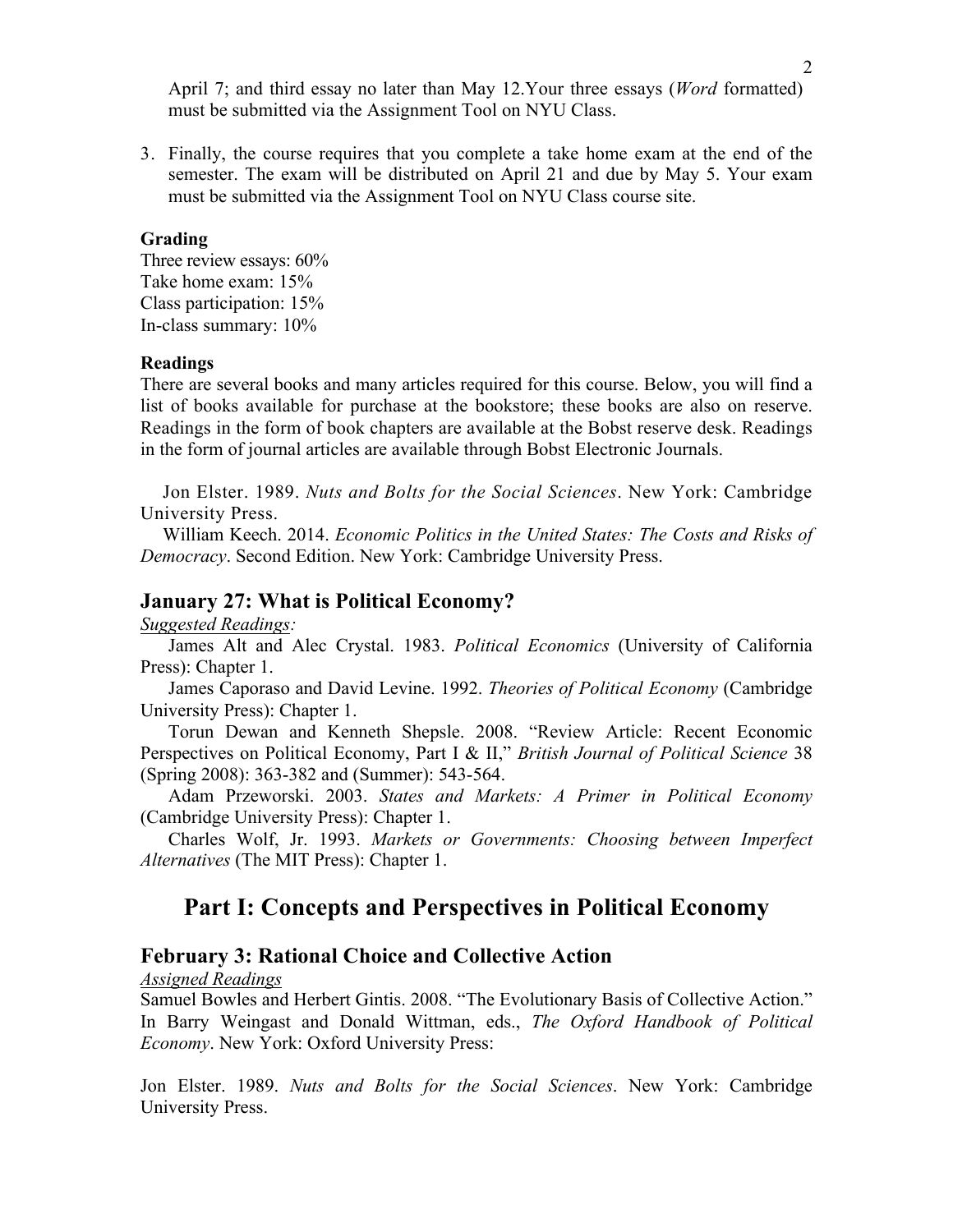April 7; and third essay no later than May 12.Your three essays (*Word* formatted) must be submitted via the Assignment Tool on NYU Class.

3. Finally, the course requires that you complete a take home exam at the end of the semester. The exam will be distributed on April 21 and due by May 5. Your exam must be submitted via the Assignment Tool on NYU Class course site.

**Grading**

Three review essays: 60%
Take home exam: 15%
Class participation: 15%
In-class summary: 10%

**Readings**

There are several books and many articles required for this course. Below, you will find a list of books available for purchase at the bookstore; these books are also on reserve. Readings in the form of book chapters are available at the Bobst reserve desk. Readings in the form of journal articles are available through Bobst Electronic Journals.

Jon Elster. 1989. *Nuts and Bolts for the Social Sciences*. New York: Cambridge University Press.

William Keech. 2014. *Economic Politics in the United States: The Costs and Risks of Democracy*. Second Edition. New York: Cambridge University Press.

## January 27: What is Political Economy?

*Suggested Readings:*

James Alt and Alec Crystal. 1983. *Political Economics* (University of California Press): Chapter 1.

James Caporaso and David Levine. 1992. *Theories of Political Economy* (Cambridge University Press): Chapter 1.

Torun Dewan and Kenneth Shepsle. 2008. "Review Article: Recent Economic Perspectives on Political Economy, Part I & II," *British Journal of Political Science* 38 (Spring 2008): 363-382 and (Summer): 543-564.

Adam Przeworski. 2003. *States and Markets: A Primer in Political Economy* (Cambridge University Press): Chapter 1.

Charles Wolf, Jr. 1993. *Markets or Governments: Choosing between Imperfect Alternatives* (The MIT Press): Chapter 1.

# Part I: Concepts and Perspectives in Political Economy

## February 3: Rational Choice and Collective Action

*Assigned Readings*

Samuel Bowles and Herbert Gintis. 2008. "The Evolutionary Basis of Collective Action." In Barry Weingast and Donald Wittman, eds., *The Oxford Handbook of Political Economy*. New York: Oxford University Press:

Jon Elster. 1989. *Nuts and Bolts for the Social Sciences*. New York: Cambridge University Press.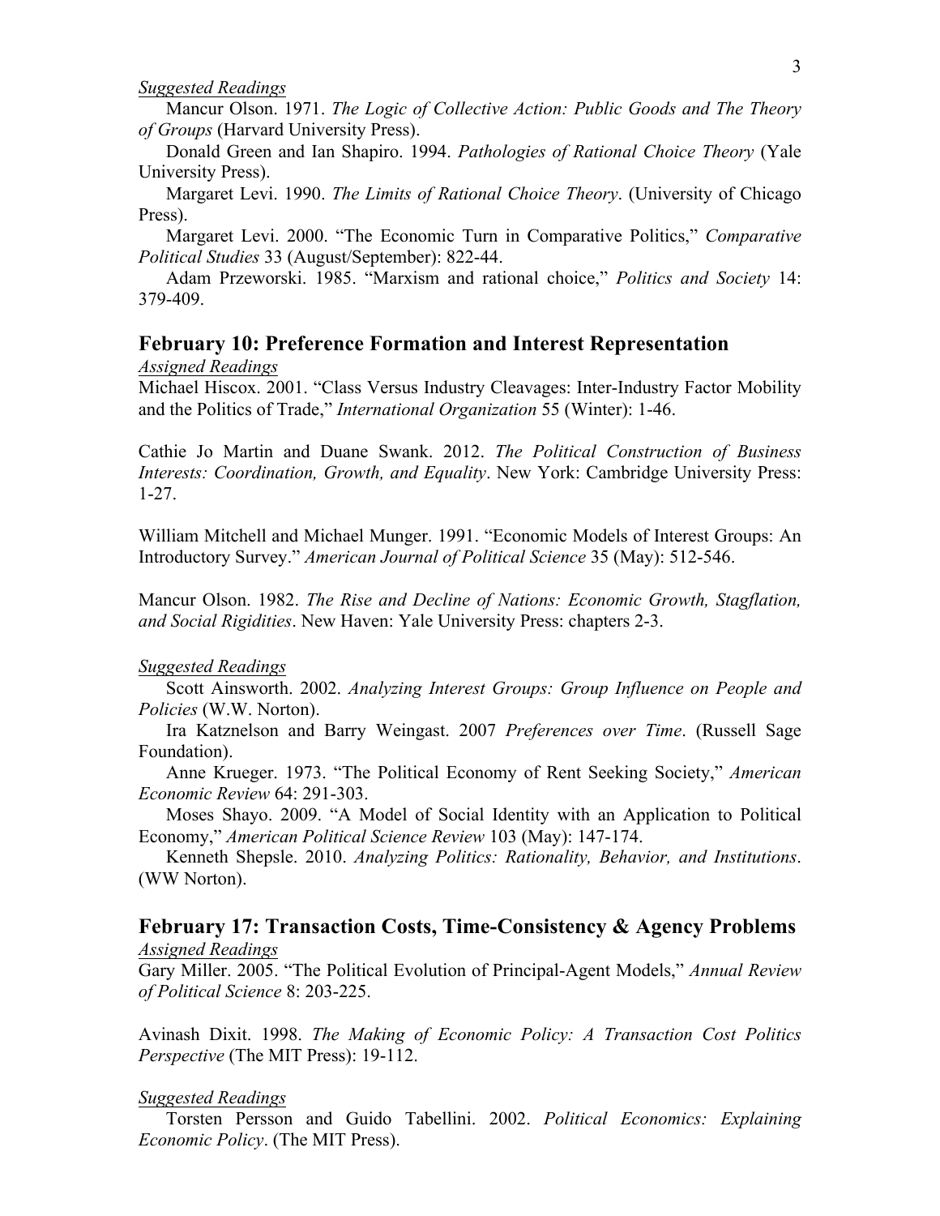*Suggested Readings*

Mancur Olson. 1971. *The Logic of Collective Action: Public Goods and The Theory of Groups* (Harvard University Press).

Donald Green and Ian Shapiro. 1994. *Pathologies of Rational Choice Theory* (Yale University Press).

Margaret Levi. 1990. *The Limits of Rational Choice Theory*. (University of Chicago Press).

Margaret Levi. 2000. "The Economic Turn in Comparative Politics," *Comparative Political Studies* 33 (August/September): 822-44.

Adam Przeworski. 1985. "Marxism and rational choice," *Politics and Society* 14: 379-409.

## February 10: Preference Formation and Interest Representation

*Assigned Readings*

Michael Hiscox. 2001. "Class Versus Industry Cleavages: Inter-Industry Factor Mobility and the Politics of Trade," *International Organization* 55 (Winter): 1-46.

Cathie Jo Martin and Duane Swank. 2012. *The Political Construction of Business Interests: Coordination, Growth, and Equality*. New York: Cambridge University Press: 1-27.

William Mitchell and Michael Munger. 1991. "Economic Models of Interest Groups: An Introductory Survey." *American Journal of Political Science* 35 (May): 512-546.

Mancur Olson. 1982. *The Rise and Decline of Nations: Economic Growth, Stagflation, and Social Rigidities*. New Haven: Yale University Press: chapters 2-3.

*Suggested Readings*

Scott Ainsworth. 2002. *Analyzing Interest Groups: Group Influence on People and Policies* (W.W. Norton).

Ira Katznelson and Barry Weingast. 2007 *Preferences over Time*. (Russell Sage Foundation).

Anne Krueger. 1973. "The Political Economy of Rent Seeking Society," *American Economic Review* 64: 291-303.

Moses Shayo. 2009. "A Model of Social Identity with an Application to Political Economy," *American Political Science Review* 103 (May): 147-174.

Kenneth Shepsle. 2010. *Analyzing Politics: Rationality, Behavior, and Institutions*. (WW Norton).

## February 17: Transaction Costs, Time-Consistency & Agency Problems

*Assigned Readings*

Gary Miller. 2005. "The Political Evolution of Principal-Agent Models," *Annual Review of Political Science* 8: 203-225.

Avinash Dixit. 1998. *The Making of Economic Policy: A Transaction Cost Politics Perspective* (The MIT Press): 19-112.

*Suggested Readings*

Torsten Persson and Guido Tabellini. 2002. *Political Economics: Explaining Economic Policy*. (The MIT Press).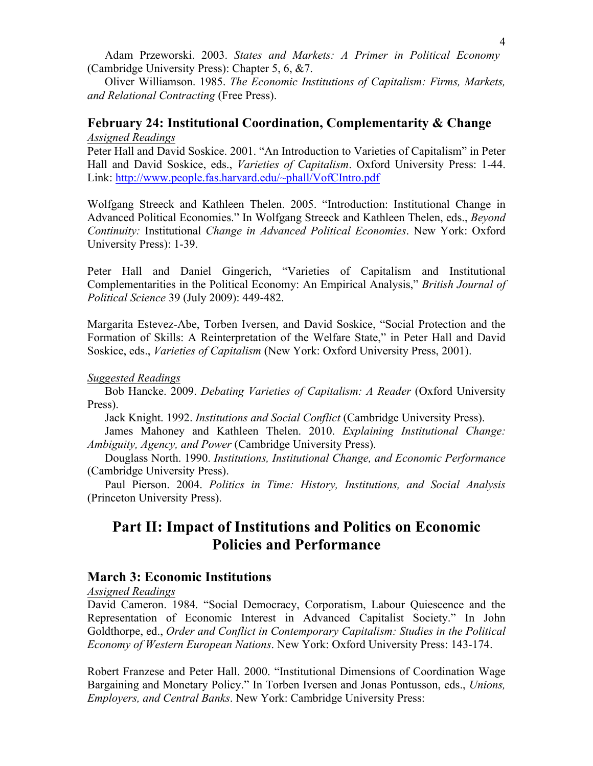Adam Przeworski. 2003. *States and Markets: A Primer in Political Economy* (Cambridge University Press): Chapter 5, 6, &7.

Oliver Williamson. 1985. *The Economic Institutions of Capitalism: Firms, Markets, and Relational Contracting* (Free Press).

## February 24: Institutional Coordination, Complementarity & Change

*Assigned Readings*

Peter Hall and David Soskice. 2001. "An Introduction to Varieties of Capitalism" in Peter Hall and David Soskice, eds., *Varieties of Capitalism*. Oxford University Press: 1-44. Link: http://www.people.fas.harvard.edu/~phall/VofCIntro.pdf

Wolfgang Streeck and Kathleen Thelen. 2005. "Introduction: Institutional Change in Advanced Political Economies." In Wolfgang Streeck and Kathleen Thelen, eds., *Beyond Continuity:* Institutional *Change in Advanced Political Economies*. New York: Oxford University Press): 1-39.

Peter Hall and Daniel Gingerich, "Varieties of Capitalism and Institutional Complementarities in the Political Economy: An Empirical Analysis," *British Journal of Political Science* 39 (July 2009): 449-482.

Margarita Estevez-Abe, Torben Iversen, and David Soskice, "Social Protection and the Formation of Skills: A Reinterpretation of the Welfare State," in Peter Hall and David Soskice, eds., *Varieties of Capitalism* (New York: Oxford University Press, 2001).

*Suggested Readings*

Bob Hancke. 2009. *Debating Varieties of Capitalism: A Reader* (Oxford University Press).

Jack Knight. 1992. *Institutions and Social Conflict* (Cambridge University Press).

James Mahoney and Kathleen Thelen. 2010. *Explaining Institutional Change: Ambiguity, Agency, and Power* (Cambridge University Press).

Douglass North. 1990. *Institutions, Institutional Change, and Economic Performance* (Cambridge University Press).

Paul Pierson. 2004. *Politics in Time: History, Institutions, and Social Analysis* (Princeton University Press).

# Part II: Impact of Institutions and Politics on Economic Policies and Performance

## March 3: Economic Institutions

*Assigned Readings*

David Cameron. 1984. "Social Democracy, Corporatism, Labour Quiescence and the Representation of Economic Interest in Advanced Capitalist Society." In John Goldthorpe, ed., *Order and Conflict in Contemporary Capitalism: Studies in the Political Economy of Western European Nations*. New York: Oxford University Press: 143-174.

Robert Franzese and Peter Hall. 2000. "Institutional Dimensions of Coordination Wage Bargaining and Monetary Policy." In Torben Iversen and Jonas Pontusson, eds., *Unions, Employers, and Central Banks*. New York: Cambridge University Press: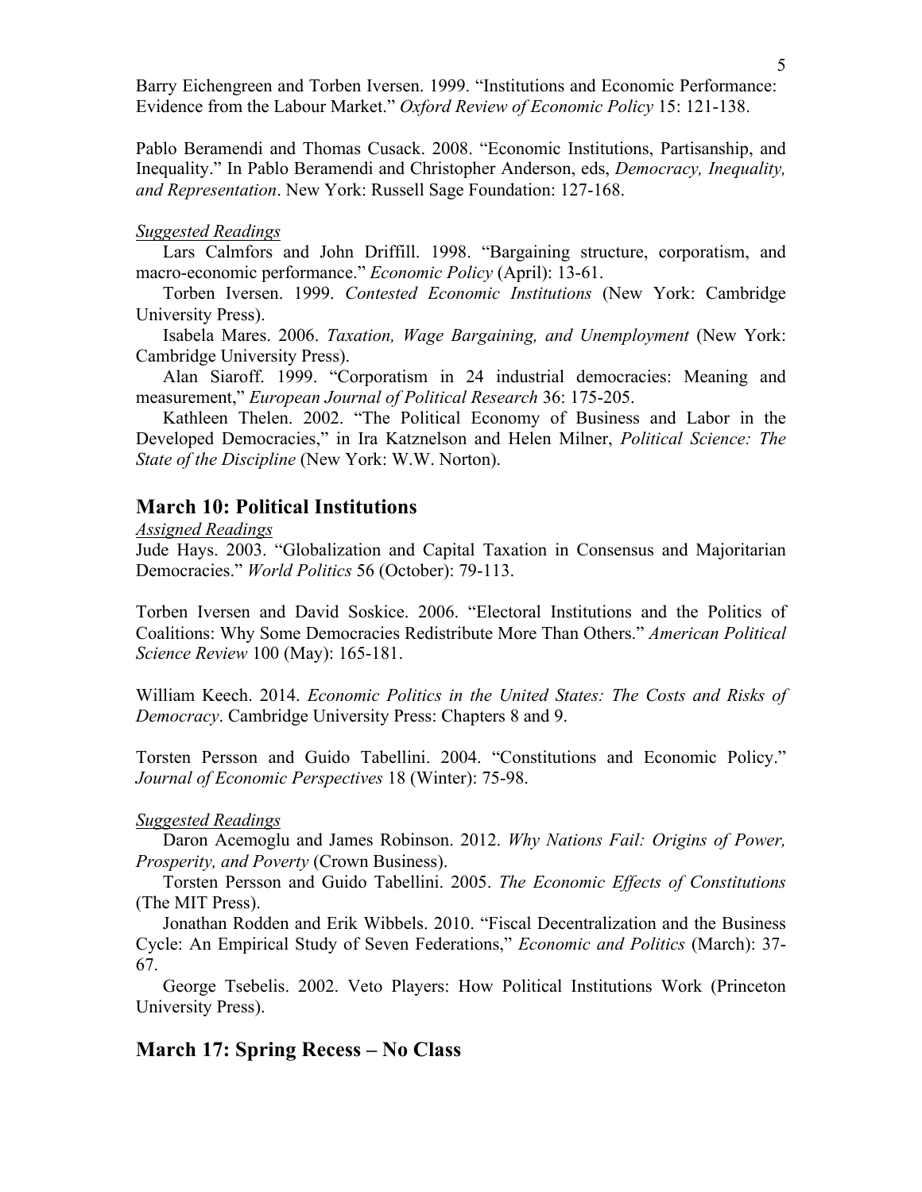Barry Eichengreen and Torben Iversen. 1999. "Institutions and Economic Performance: Evidence from the Labour Market." *Oxford Review of Economic Policy* 15: 121-138.

Pablo Beramendi and Thomas Cusack. 2008. "Economic Institutions, Partisanship, and Inequality." In Pablo Beramendi and Christopher Anderson, eds, *Democracy, Inequality, and Representation*. New York: Russell Sage Foundation: 127-168.

*Suggested Readings*

Lars Calmfors and John Driffill. 1998. "Bargaining structure, corporatism, and macro-economic performance." *Economic Policy* (April): 13-61.

Torben Iversen. 1999. *Contested Economic Institutions* (New York: Cambridge University Press).

Isabela Mares. 2006. *Taxation, Wage Bargaining, and Unemployment* (New York: Cambridge University Press).

Alan Siaroff. 1999. "Corporatism in 24 industrial democracies: Meaning and measurement," *European Journal of Political Research* 36: 175-205.

Kathleen Thelen. 2002. "The Political Economy of Business and Labor in the Developed Democracies," in Ira Katznelson and Helen Milner, *Political Science: The State of the Discipline* (New York: W.W. Norton).

## March 10: Political Institutions

*Assigned Readings*

Jude Hays. 2003. "Globalization and Capital Taxation in Consensus and Majoritarian Democracies." *World Politics* 56 (October): 79-113.

Torben Iversen and David Soskice. 2006. "Electoral Institutions and the Politics of Coalitions: Why Some Democracies Redistribute More Than Others." *American Political Science Review* 100 (May): 165-181.

William Keech. 2014. *Economic Politics in the United States: The Costs and Risks of Democracy*. Cambridge University Press: Chapters 8 and 9.

Torsten Persson and Guido Tabellini. 2004. "Constitutions and Economic Policy." *Journal of Economic Perspectives* 18 (Winter): 75-98.

*Suggested Readings*

Daron Acemoglu and James Robinson. 2012. *Why Nations Fail: Origins of Power, Prosperity, and Poverty* (Crown Business).

Torsten Persson and Guido Tabellini. 2005. *The Economic Effects of Constitutions* (The MIT Press).

Jonathan Rodden and Erik Wibbels. 2010. "Fiscal Decentralization and the Business Cycle: An Empirical Study of Seven Federations," *Economic and Politics* (March): 37-67.

George Tsebelis. 2002. Veto Players: How Political Institutions Work (Princeton University Press).

## March 17: Spring Recess – No Class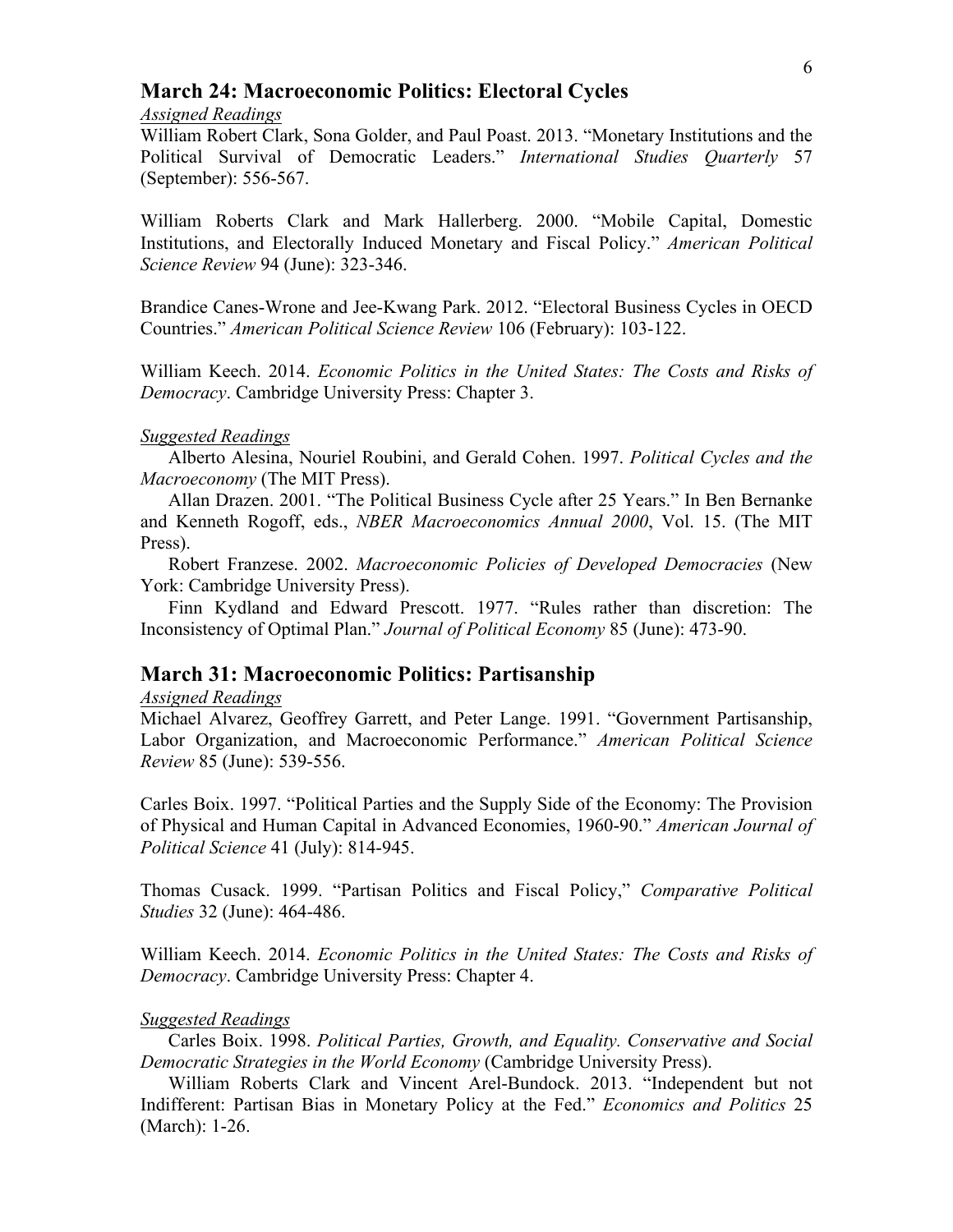## March 24: Macroeconomic Politics: Electoral Cycles

*Assigned Readings*

William Robert Clark, Sona Golder, and Paul Poast. 2013. "Monetary Institutions and the Political Survival of Democratic Leaders." *International Studies Quarterly* 57 (September): 556-567.

William Roberts Clark and Mark Hallerberg. 2000. "Mobile Capital, Domestic Institutions, and Electorally Induced Monetary and Fiscal Policy." *American Political Science Review* 94 (June): 323-346.

Brandice Canes-Wrone and Jee-Kwang Park. 2012. "Electoral Business Cycles in OECD Countries." *American Political Science Review* 106 (February): 103-122.

William Keech. 2014. *Economic Politics in the United States: The Costs and Risks of Democracy*. Cambridge University Press: Chapter 3.

*Suggested Readings*

Alberto Alesina, Nouriel Roubini, and Gerald Cohen. 1997. *Political Cycles and the Macroeconomy* (The MIT Press).

Allan Drazen. 2001. "The Political Business Cycle after 25 Years." In Ben Bernanke and Kenneth Rogoff, eds., *NBER Macroeconomics Annual 2000*, Vol. 15. (The MIT Press).

Robert Franzese. 2002. *Macroeconomic Policies of Developed Democracies* (New York: Cambridge University Press).

Finn Kydland and Edward Prescott. 1977. "Rules rather than discretion: The Inconsistency of Optimal Plan." *Journal of Political Economy* 85 (June): 473-90.

## March 31: Macroeconomic Politics: Partisanship

*Assigned Readings*

Michael Alvarez, Geoffrey Garrett, and Peter Lange. 1991. "Government Partisanship, Labor Organization, and Macroeconomic Performance." *American Political Science Review* 85 (June): 539-556.

Carles Boix. 1997. "Political Parties and the Supply Side of the Economy: The Provision of Physical and Human Capital in Advanced Economies, 1960-90." *American Journal of Political Science* 41 (July): 814-945.

Thomas Cusack. 1999. "Partisan Politics and Fiscal Policy," *Comparative Political Studies* 32 (June): 464-486.

William Keech. 2014. *Economic Politics in the United States: The Costs and Risks of Democracy*. Cambridge University Press: Chapter 4.

*Suggested Readings*

Carles Boix. 1998. *Political Parties, Growth, and Equality. Conservative and Social Democratic Strategies in the World Economy* (Cambridge University Press).

William Roberts Clark and Vincent Arel-Bundock. 2013. "Independent but not Indifferent: Partisan Bias in Monetary Policy at the Fed." *Economics and Politics* 25 (March): 1-26.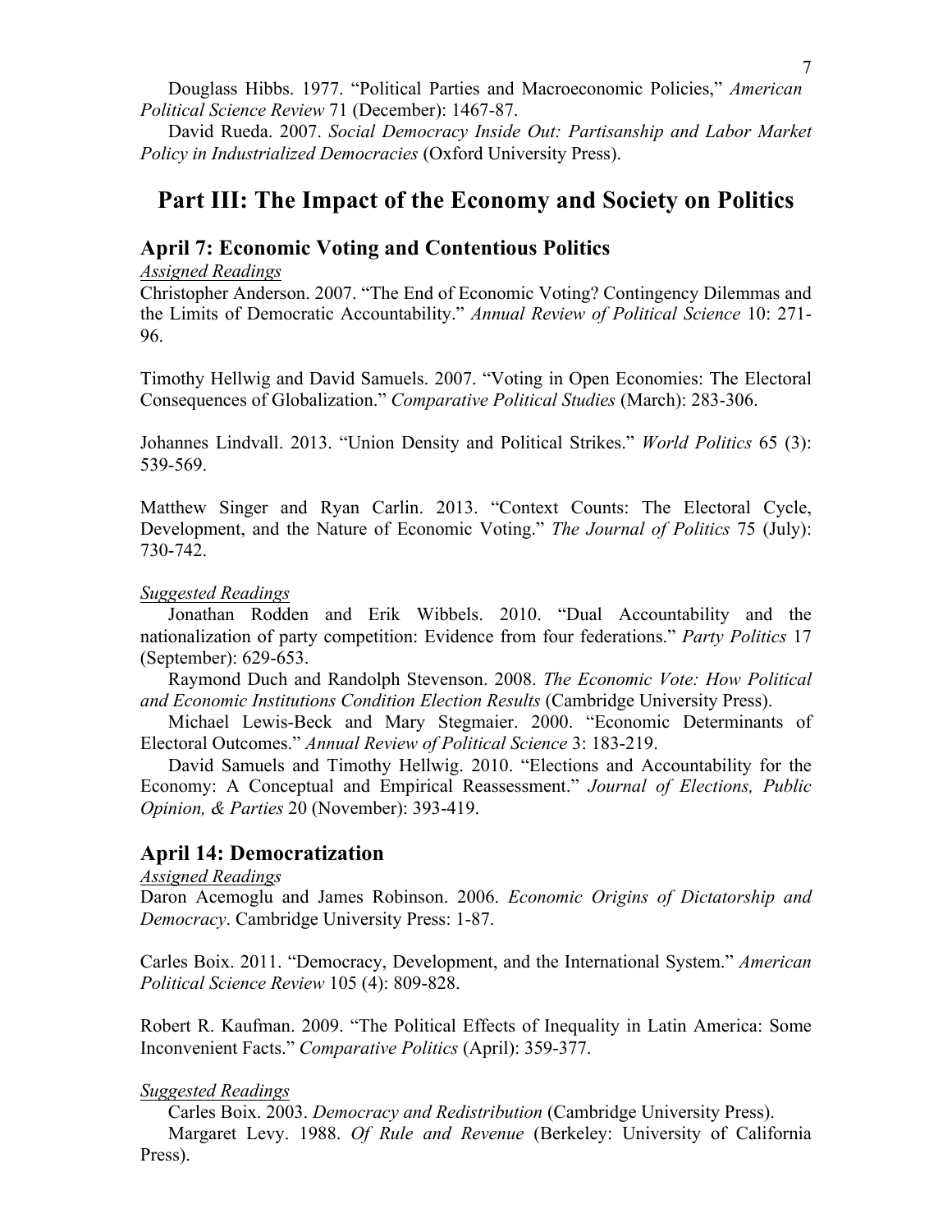Douglass Hibbs. 1977. "Political Parties and Macroeconomic Policies," *American Political Science Review* 71 (December): 1467-87.

David Rueda. 2007. *Social Democracy Inside Out: Partisanship and Labor Market Policy in Industrialized Democracies* (Oxford University Press).

# Part III: The Impact of the Economy and Society on Politics

## April 7: Economic Voting and Contentious Politics

*Assigned Readings*

Christopher Anderson. 2007. "The End of Economic Voting? Contingency Dilemmas and the Limits of Democratic Accountability." *Annual Review of Political Science* 10: 271-96.

Timothy Hellwig and David Samuels. 2007. "Voting in Open Economies: The Electoral Consequences of Globalization." *Comparative Political Studies* (March): 283-306.

Johannes Lindvall. 2013. "Union Density and Political Strikes." *World Politics* 65 (3): 539-569.

Matthew Singer and Ryan Carlin. 2013. "Context Counts: The Electoral Cycle, Development, and the Nature of Economic Voting." *The Journal of Politics* 75 (July): 730-742.

*Suggested Readings*

Jonathan Rodden and Erik Wibbels. 2010. "Dual Accountability and the nationalization of party competition: Evidence from four federations." *Party Politics* 17 (September): 629-653.

Raymond Duch and Randolph Stevenson. 2008. *The Economic Vote: How Political and Economic Institutions Condition Election Results* (Cambridge University Press).

Michael Lewis-Beck and Mary Stegmaier. 2000. "Economic Determinants of Electoral Outcomes." *Annual Review of Political Science* 3: 183-219.

David Samuels and Timothy Hellwig. 2010. "Elections and Accountability for the Economy: A Conceptual and Empirical Reassessment." *Journal of Elections, Public Opinion, & Parties* 20 (November): 393-419.

## April 14: Democratization

*Assigned Readings*

Daron Acemoglu and James Robinson. 2006. *Economic Origins of Dictatorship and Democracy*. Cambridge University Press: 1-87.

Carles Boix. 2011. "Democracy, Development, and the International System." *American Political Science Review* 105 (4): 809-828.

Robert R. Kaufman. 2009. "The Political Effects of Inequality in Latin America: Some Inconvenient Facts." *Comparative Politics* (April): 359-377.

*Suggested Readings*

Carles Boix. 2003. *Democracy and Redistribution* (Cambridge University Press).

Margaret Levy. 1988. *Of Rule and Revenue* (Berkeley: University of California Press).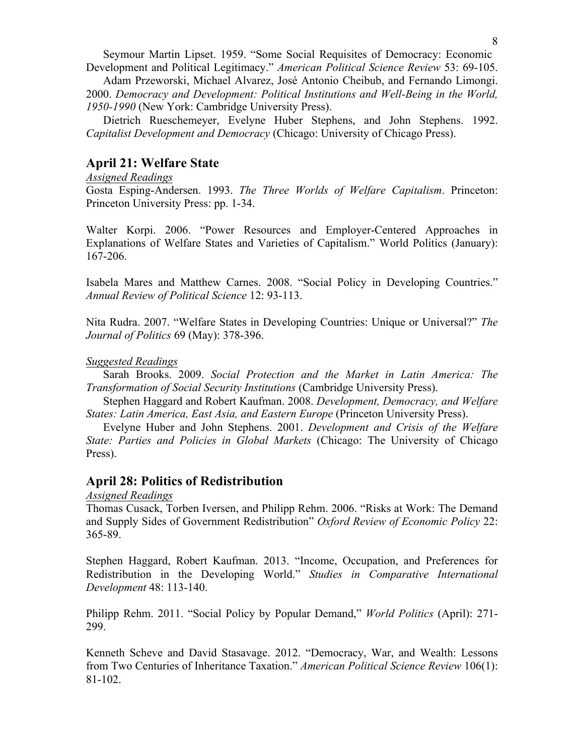Seymour Martin Lipset. 1959. "Some Social Requisites of Democracy: Economic Development and Political Legitimacy." *American Political Science Review* 53: 69-105.

Adam Przeworski, Michael Alvarez, José Antonio Cheibub, and Fernando Limongi. 2000. *Democracy and Development: Political Institutions and Well-Being in the World, 1950-1990* (New York: Cambridge University Press).

Dietrich Rueschemeyer, Evelyne Huber Stephens, and John Stephens. 1992. *Capitalist Development and Democracy* (Chicago: University of Chicago Press).

## April 21: Welfare State

Assigned Readings

Gosta Esping-Andersen. 1993. *The Three Worlds of Welfare Capitalism*. Princeton: Princeton University Press: pp. 1-34.

Walter Korpi. 2006. "Power Resources and Employer-Centered Approaches in Explanations of Welfare States and Varieties of Capitalism." World Politics (January): 167-206.

Isabela Mares and Matthew Carnes. 2008. "Social Policy in Developing Countries." *Annual Review of Political Science* 12: 93-113.

Nita Rudra. 2007. "Welfare States in Developing Countries: Unique or Universal?" *The Journal of Politics* 69 (May): 378-396.

Suggested Readings

Sarah Brooks. 2009. *Social Protection and the Market in Latin America: The Transformation of Social Security Institutions* (Cambridge University Press).

Stephen Haggard and Robert Kaufman. 2008. *Development, Democracy, and Welfare States: Latin America, East Asia, and Eastern Europe* (Princeton University Press).

Evelyne Huber and John Stephens. 2001. *Development and Crisis of the Welfare State: Parties and Policies in Global Markets* (Chicago: The University of Chicago Press).

## April 28: Politics of Redistribution

Assigned Readings

Thomas Cusack, Torben Iversen, and Philipp Rehm. 2006. "Risks at Work: The Demand and Supply Sides of Government Redistribution" *Oxford Review of Economic Policy* 22: 365-89.

Stephen Haggard, Robert Kaufman. 2013. "Income, Occupation, and Preferences for Redistribution in the Developing World." *Studies in Comparative International Development* 48: 113-140.

Philipp Rehm. 2011. "Social Policy by Popular Demand," *World Politics* (April): 271-299.

Kenneth Scheve and David Stasavage. 2012. "Democracy, War, and Wealth: Lessons from Two Centuries of Inheritance Taxation." *American Political Science Review* 106(1): 81-102.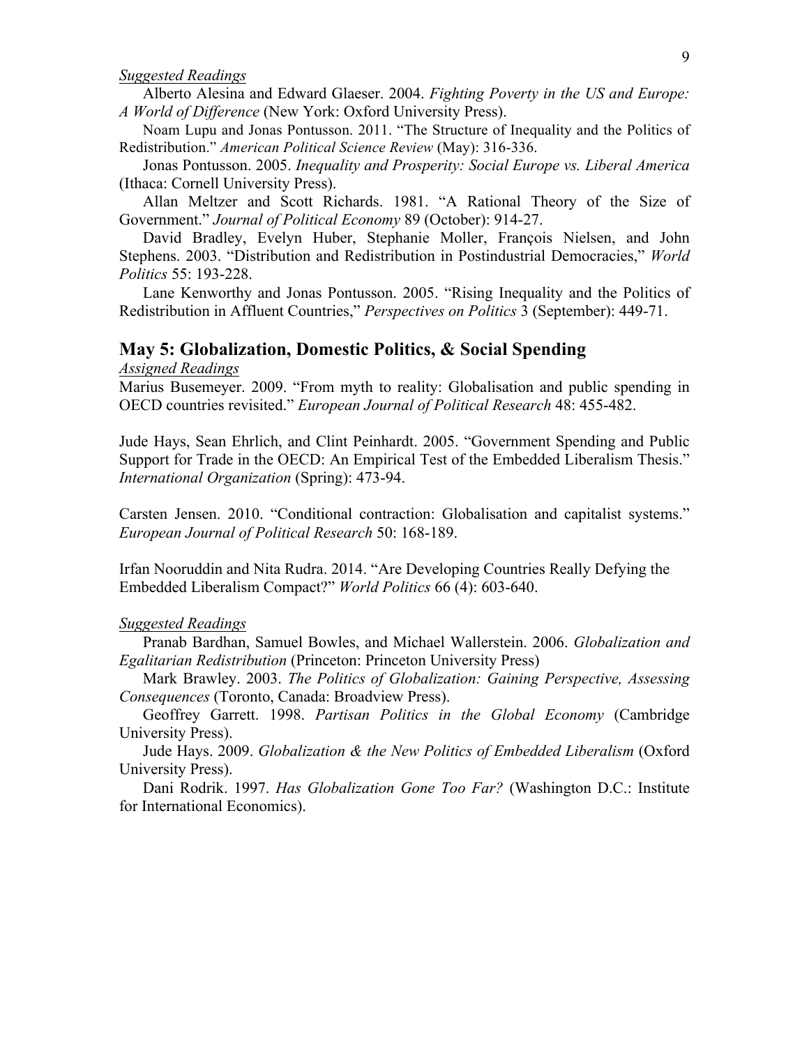*Suggested Readings*

Alberto Alesina and Edward Glaeser. 2004. *Fighting Poverty in the US and Europe: A World of Difference* (New York: Oxford University Press).

Noam Lupu and Jonas Pontusson. 2011. "The Structure of Inequality and the Politics of Redistribution." *American Political Science Review* (May): 316-336.

Jonas Pontusson. 2005. *Inequality and Prosperity: Social Europe vs. Liberal America* (Ithaca: Cornell University Press).

Allan Meltzer and Scott Richards. 1981. "A Rational Theory of the Size of Government." *Journal of Political Economy* 89 (October): 914-27.

David Bradley, Evelyn Huber, Stephanie Moller, François Nielsen, and John Stephens. 2003. "Distribution and Redistribution in Postindustrial Democracies," *World Politics* 55: 193-228.

Lane Kenworthy and Jonas Pontusson. 2005. "Rising Inequality and the Politics of Redistribution in Affluent Countries," *Perspectives on Politics* 3 (September): 449-71.

## May 5: Globalization, Domestic Politics, & Social Spending

*Assigned Readings*

Marius Busemeyer. 2009. "From myth to reality: Globalisation and public spending in OECD countries revisited." *European Journal of Political Research* 48: 455-482.

Jude Hays, Sean Ehrlich, and Clint Peinhardt. 2005. "Government Spending and Public Support for Trade in the OECD: An Empirical Test of the Embedded Liberalism Thesis." *International Organization* (Spring): 473-94.

Carsten Jensen. 2010. "Conditional contraction: Globalisation and capitalist systems." *European Journal of Political Research* 50: 168-189.

Irfan Nooruddin and Nita Rudra. 2014. "Are Developing Countries Really Defying the Embedded Liberalism Compact?" *World Politics* 66 (4): 603-640.

*Suggested Readings*

Pranab Bardhan, Samuel Bowles, and Michael Wallerstein. 2006. *Globalization and Egalitarian Redistribution* (Princeton: Princeton University Press)

Mark Brawley. 2003. *The Politics of Globalization: Gaining Perspective, Assessing Consequences* (Toronto, Canada: Broadview Press).

Geoffrey Garrett. 1998. *Partisan Politics in the Global Economy* (Cambridge University Press).

Jude Hays. 2009. *Globalization & the New Politics of Embedded Liberalism* (Oxford University Press).

Dani Rodrik. 1997. *Has Globalization Gone Too Far?* (Washington D.C.: Institute for International Economics).